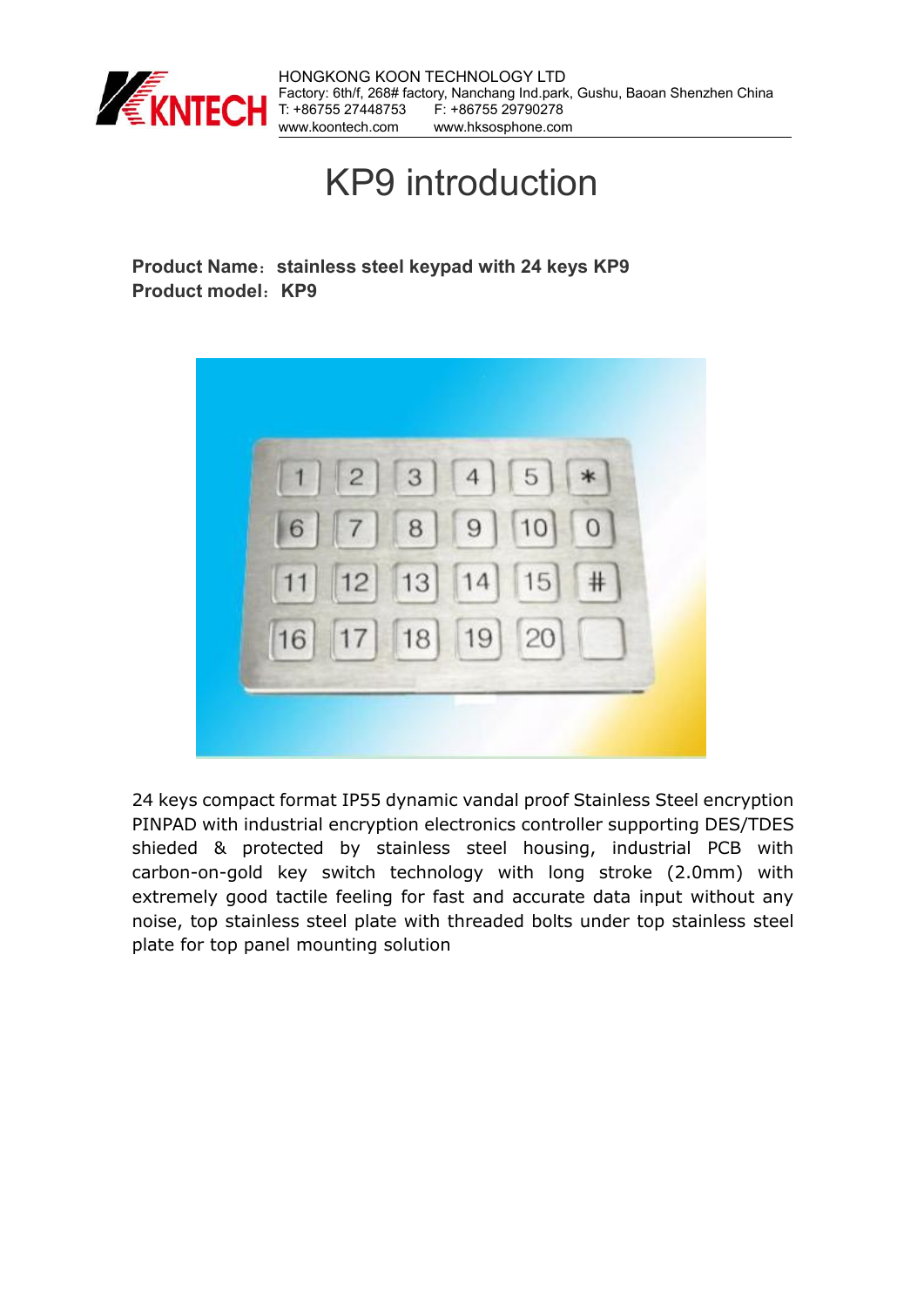HONGKONG KOON TECHNOLOGY LTD
Factory: 6th/f, 268# factory, Nanchang Ind.park, Gushu, Baoan Shenzhen China
T: +86755 27448753　　F: +86755 29790278
www.koontech.com　　www.hksosphone.com

# KP9 introduction

**Product Name：stainless steel keypad with 24 keys KP9**
**Product model：KP9**

24 keys compact format IP55 dynamic vandal proof Stainless Steel encryption PINPAD with industrial encryption electronics controller supporting DES/TDES shieded & protected by stainless steel housing, industrial PCB with carbon-on-gold key switch technology with long stroke (2.0mm) with extremely good tactile feeling for fast and accurate data input without any noise, top stainless steel plate with threaded bolts under top stainless steel plate for top panel mounting solution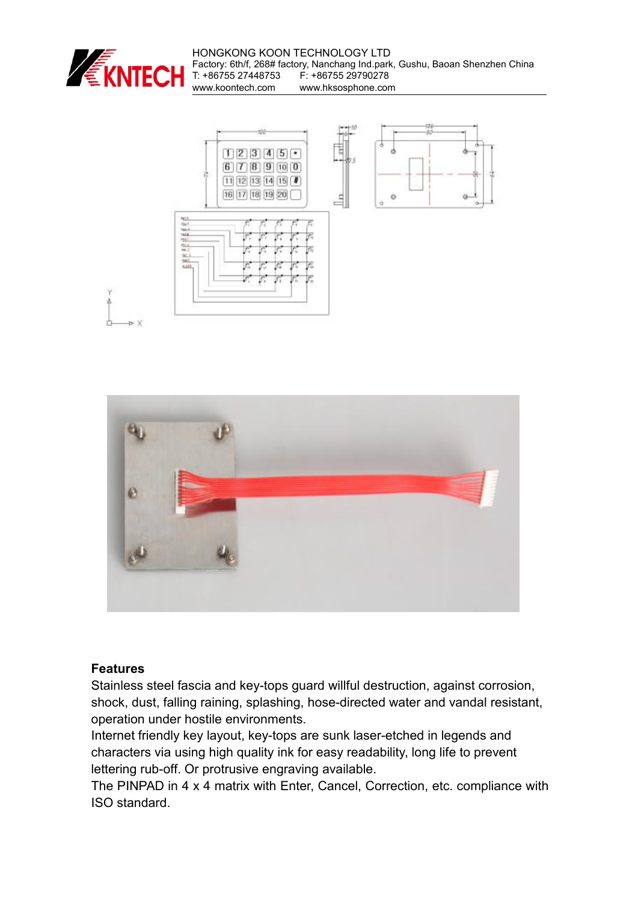**Features**

Stainless steel fascia and key-tops guard willful destruction, against corrosion, shock, dust, falling raining, splashing, hose-directed water and vandal resistant, operation under hostile environments.

Internet friendly key layout, key-tops are sunk laser-etched in legends and characters via using high quality ink for easy readability, long life to prevent lettering rub-off. Or protrusive engraving available.

The PINPAD in 4 x 4 matrix with Enter, Cancel, Correction, etc. compliance with ISO standard.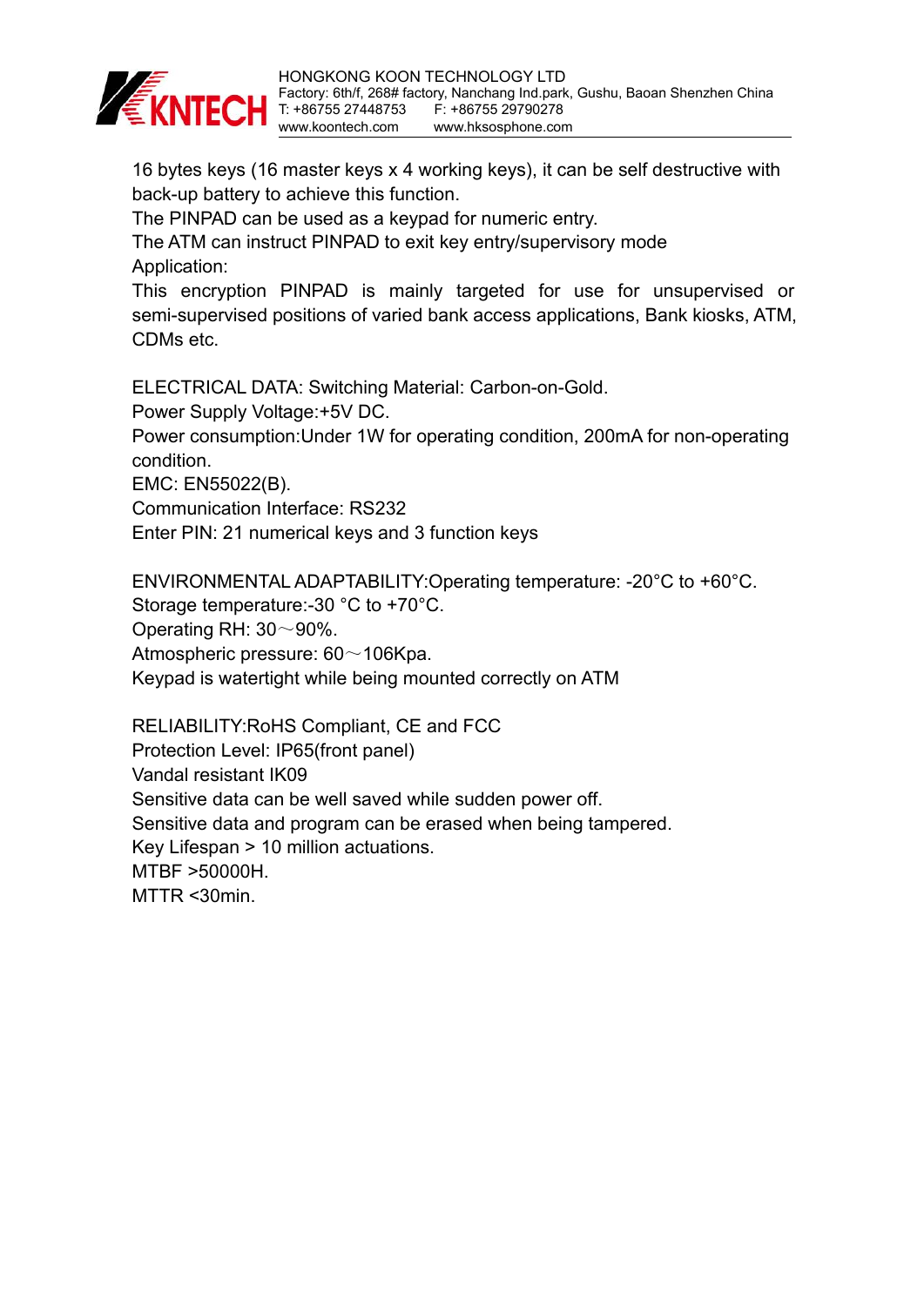16 bytes keys (16 master keys x 4 working keys), it can be self destructive with back-up battery to achieve this function.

The PINPAD can be used as a keypad for numeric entry.

The ATM can instruct PINPAD to exit key entry/supervisory mode

Application:

This encryption PINPAD is mainly targeted for use for unsupervised or semi-supervised positions of varied bank access applications, Bank kiosks, ATM, CDMs etc.

ELECTRICAL DATA: Switching Material: Carbon-on-Gold.

Power Supply Voltage:+5V DC.

Power consumption:Under 1W for operating condition, 200mA for non-operating condition.

EMC: EN55022(B).

Communication Interface: RS232

Enter PIN: 21 numerical keys and 3 function keys

ENVIRONMENTAL ADAPTABILITY:Operating temperature: -20°C to +60°C.

Storage temperature:-30 °C to +70°C.

Operating RH: 30～90%.

Atmospheric pressure: 60～106Kpa.

Keypad is watertight while being mounted correctly on ATM

RELIABILITY:RoHS Compliant, CE and FCC

Protection Level: IP65(front panel)

Vandal resistant IK09

Sensitive data can be well saved while sudden power off.

Sensitive data and program can be erased when being tampered.

Key Lifespan > 10 million actuations.

MTBF >50000H.

MTTR <30min.